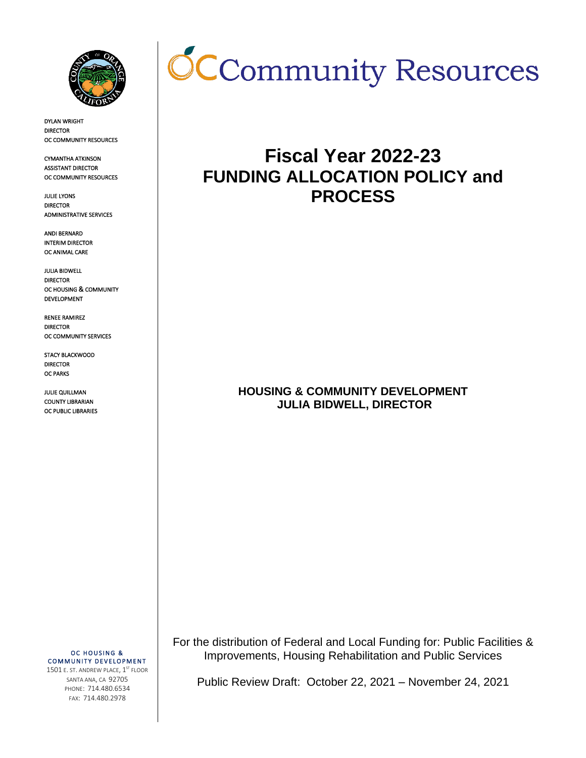# OC Community Resources

DYLAN WRIGHT
DIRECTOR
OC COMMUNITY RESOURCES

CYMANTHA ATKINSON
ASSISTANT DIRECTOR
OC COMMUNITY RESOURCES

JULIE LYONS
DIRECTOR
ADMINISTRATIVE SERVICES

ANDI BERNARD
INTERIM DIRECTOR
OC ANIMAL CARE

JULIA BIDWELL
DIRECTOR
OC HOUSING & COMMUNITY DEVELOPMENT

RENEE RAMIREZ
DIRECTOR
OC COMMUNITY SERVICES

STACY BLACKWOOD
DIRECTOR
OC PARKS

JULIE QUILLMAN
COUNTY LIBRARIAN
OC PUBLIC LIBRARIES

# Fiscal Year 2022-23 FUNDING ALLOCATION POLICY and PROCESS

**HOUSING & COMMUNITY DEVELOPMENT**
**JULIA BIDWELL, DIRECTOR**

For the distribution of Federal and Local Funding for: Public Facilities & Improvements, Housing Rehabilitation and Public Services

Public Review Draft: October 22, 2021 – November 24, 2021

OC HOUSING & COMMUNITY DEVELOPMENT
1501 E. ST. ANDREW PLACE, 1ST FLOOR
SANTA ANA, CA 92705
PHONE: 714.480.6534
FAX: 714.480.2978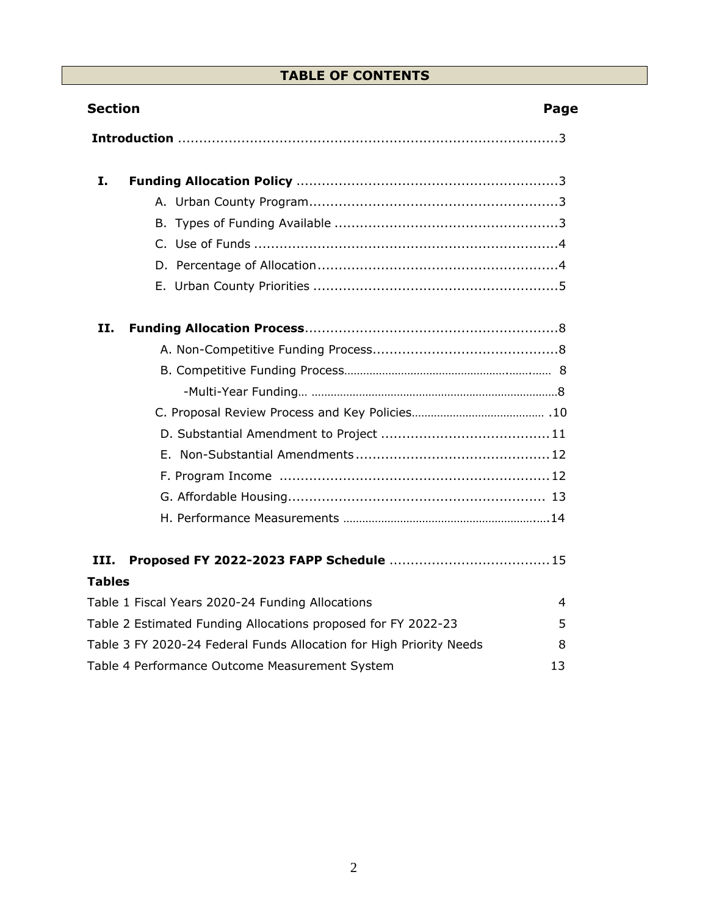# TABLE OF CONTENTS

| Section | Page |
|---|---|
| **Introduction** | 3 |
| **I. Funding Allocation Policy** | 3 |
| A. Urban County Program | 3 |
| B. Types of Funding Available | 3 |
| C. Use of Funds | 4 |
| D. Percentage of Allocation | 4 |
| E. Urban County Priorities | 5 |
| **II. Funding Allocation Process** | 8 |
| A. Non-Competitive Funding Process | 8 |
| B. Competitive Funding Process | 8 |
| -Multi-Year Funding | 8 |
| C. Proposal Review Process and Key Policies | 10 |
| D. Substantial Amendment to Project | 11 |
| E. Non-Substantial Amendments | 12 |
| F. Program Income | 12 |
| G. Affordable Housing | 13 |
| H. Performance Measurements | 14 |
| **III. Proposed FY 2022-2023 FAPP Schedule** | 15 |

**Tables**

| | |
|---|---|
| Table 1 Fiscal Years 2020-24 Funding Allocations | 4 |
| Table 2 Estimated Funding Allocations proposed for FY 2022-23 | 5 |
| Table 3 FY 2020-24 Federal Funds Allocation for High Priority Needs | 8 |
| Table 4 Performance Outcome Measurement System | 13 |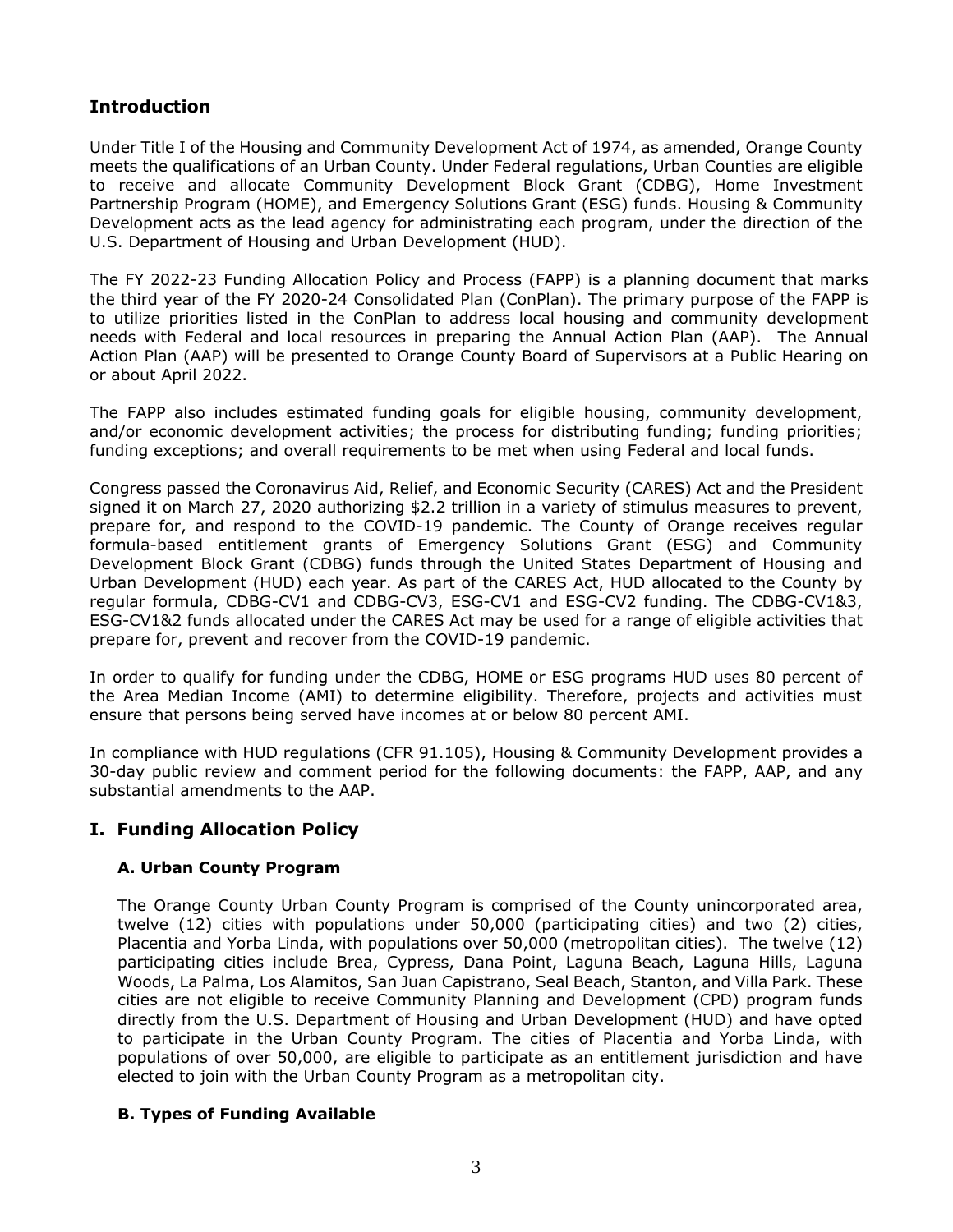## Introduction

Under Title I of the Housing and Community Development Act of 1974, as amended, Orange County meets the qualifications of an Urban County. Under Federal regulations, Urban Counties are eligible to receive and allocate Community Development Block Grant (CDBG), Home Investment Partnership Program (HOME), and Emergency Solutions Grant (ESG) funds. Housing & Community Development acts as the lead agency for administrating each program, under the direction of the U.S. Department of Housing and Urban Development (HUD).

The FY 2022-23 Funding Allocation Policy and Process (FAPP) is a planning document that marks the third year of the FY 2020-24 Consolidated Plan (ConPlan). The primary purpose of the FAPP is to utilize priorities listed in the ConPlan to address local housing and community development needs with Federal and local resources in preparing the Annual Action Plan (AAP). The Annual Action Plan (AAP) will be presented to Orange County Board of Supervisors at a Public Hearing on or about April 2022.

The FAPP also includes estimated funding goals for eligible housing, community development, and/or economic development activities; the process for distributing funding; funding priorities; funding exceptions; and overall requirements to be met when using Federal and local funds.

Congress passed the Coronavirus Aid, Relief, and Economic Security (CARES) Act and the President signed it on March 27, 2020 authorizing $2.2 trillion in a variety of stimulus measures to prevent, prepare for, and respond to the COVID-19 pandemic. The County of Orange receives regular formula-based entitlement grants of Emergency Solutions Grant (ESG) and Community Development Block Grant (CDBG) funds through the United States Department of Housing and Urban Development (HUD) each year. As part of the CARES Act, HUD allocated to the County by regular formula, CDBG-CV1 and CDBG-CV3, ESG-CV1 and ESG-CV2 funding. The CDBG-CV1&3, ESG-CV1&2 funds allocated under the CARES Act may be used for a range of eligible activities that prepare for, prevent and recover from the COVID-19 pandemic.

In order to qualify for funding under the CDBG, HOME or ESG programs HUD uses 80 percent of the Area Median Income (AMI) to determine eligibility. Therefore, projects and activities must ensure that persons being served have incomes at or below 80 percent AMI.

In compliance with HUD regulations (CFR 91.105), Housing & Community Development provides a 30-day public review and comment period for the following documents: the FAPP, AAP, and any substantial amendments to the AAP.

## I. Funding Allocation Policy

### A. Urban County Program

The Orange County Urban County Program is comprised of the County unincorporated area, twelve (12) cities with populations under 50,000 (participating cities) and two (2) cities, Placentia and Yorba Linda, with populations over 50,000 (metropolitan cities). The twelve (12) participating cities include Brea, Cypress, Dana Point, Laguna Beach, Laguna Hills, Laguna Woods, La Palma, Los Alamitos, San Juan Capistrano, Seal Beach, Stanton, and Villa Park. These cities are not eligible to receive Community Planning and Development (CPD) program funds directly from the U.S. Department of Housing and Urban Development (HUD) and have opted to participate in the Urban County Program. The cities of Placentia and Yorba Linda, with populations of over 50,000, are eligible to participate as an entitlement jurisdiction and have elected to join with the Urban County Program as a metropolitan city.

### B. Types of Funding Available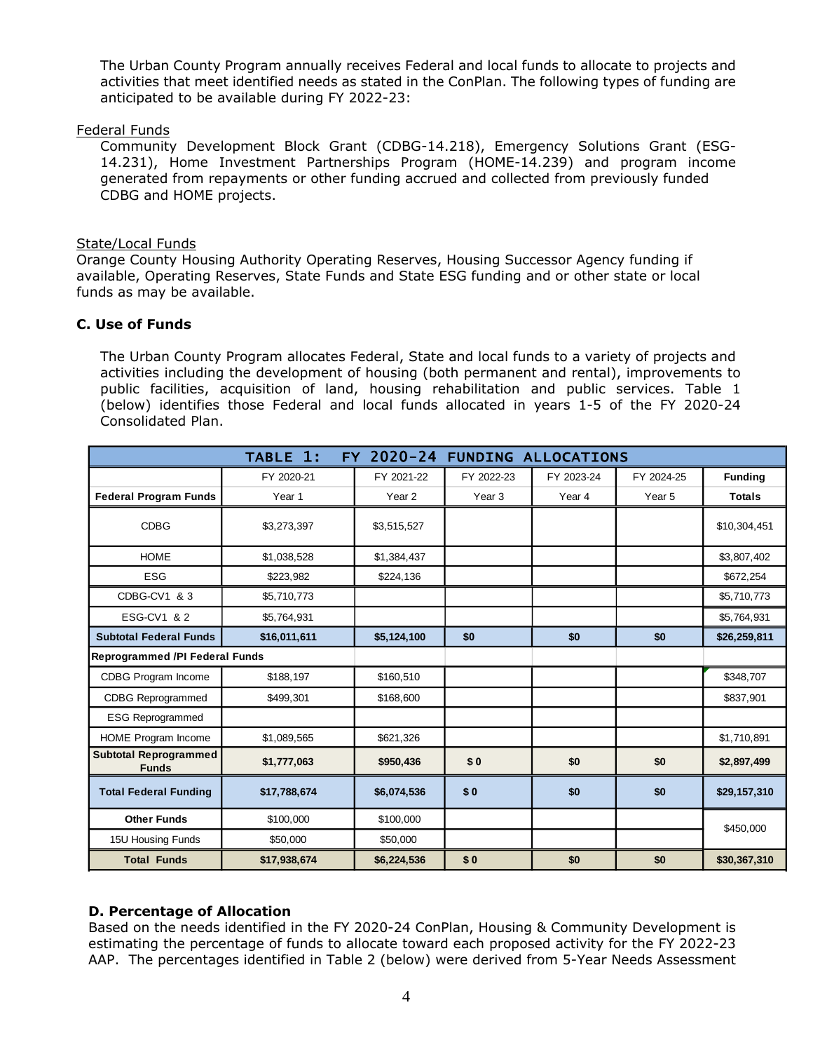The Urban County Program annually receives Federal and local funds to allocate to projects and activities that meet identified needs as stated in the ConPlan. The following types of funding are anticipated to be available during FY 2022-23:

Federal Funds

Community Development Block Grant (CDBG-14.218), Emergency Solutions Grant (ESG-14.231), Home Investment Partnerships Program (HOME-14.239) and program income generated from repayments or other funding accrued and collected from previously funded CDBG and HOME projects.

State/Local Funds

Orange County Housing Authority Operating Reserves, Housing Successor Agency funding if available, Operating Reserves, State Funds and State ESG funding and or other state or local funds as may be available.

**C. Use of Funds**

The Urban County Program allocates Federal, State and local funds to a variety of projects and activities including the development of housing (both permanent and rental), improvements to public facilities, acquisition of land, housing rehabilitation and public services. Table 1 (below) identifies those Federal and local funds allocated in years 1-5 of the FY 2020-24 Consolidated Plan.

| TABLE 1: FY 2020-24 FUNDING ALLOCATIONS | | | | | | |
|---|---|---|---|---|---|---|
| | FY 2020-21 | FY 2021-22 | FY 2022-23 | FY 2023-24 | FY 2024-25 | **Funding** |
| **Federal Program Funds** | Year 1 | Year 2 | Year 3 | Year 4 | Year 5 | **Totals** |
| CDBG | $3,273,397 | $3,515,527 | | | | $10,304,451 |
| HOME | $1,038,528 | $1,384,437 | | | | $3,807,402 |
| ESG | $223,982 | $224,136 | | | | $672,254 |
| CDBG-CV1 & 3 | $5,710,773 | | | | | $5,710,773 |
| ESG-CV1 & 2 | $5,764,931 | | | | | $5,764,931 |
| **Subtotal Federal Funds** | **$16,011,611** | **$5,124,100** | **$0** | **$0** | **$0** | **$26,259,811** |
| **Reprogrammed /PI Federal Funds** | | | | | | |
| CDBG Program Income | $188,197 | $160,510 | | | | $348,707 |
| CDBG Reprogrammed | $499,301 | $168,600 | | | | $837,901 |
| ESG Reprogrammed | | | | | | |
| HOME Program Income | $1,089,565 | $621,326 | | | | $1,710,891 |
| **Subtotal Reprogrammed Funds** | **$1,777,063** | **$950,436** | **$ 0** | **$0** | **$0** | **$2,897,499** |
| **Total Federal Funding** | **$17,788,674** | **$6,074,536** | **$ 0** | **$0** | **$0** | **$29,157,310** |
| **Other Funds** | $100,000 | $100,000 | | | | $450,000 |
| 15U Housing Funds | $50,000 | $50,000 | | | | |
| **Total Funds** | **$17,938,674** | **$6,224,536** | **$ 0** | **$0** | **$0** | **$30,367,310** |

**D. Percentage of Allocation**

Based on the needs identified in the FY 2020-24 ConPlan, Housing & Community Development is estimating the percentage of funds to allocate toward each proposed activity for the FY 2022-23 AAP. The percentages identified in Table 2 (below) were derived from 5-Year Needs Assessment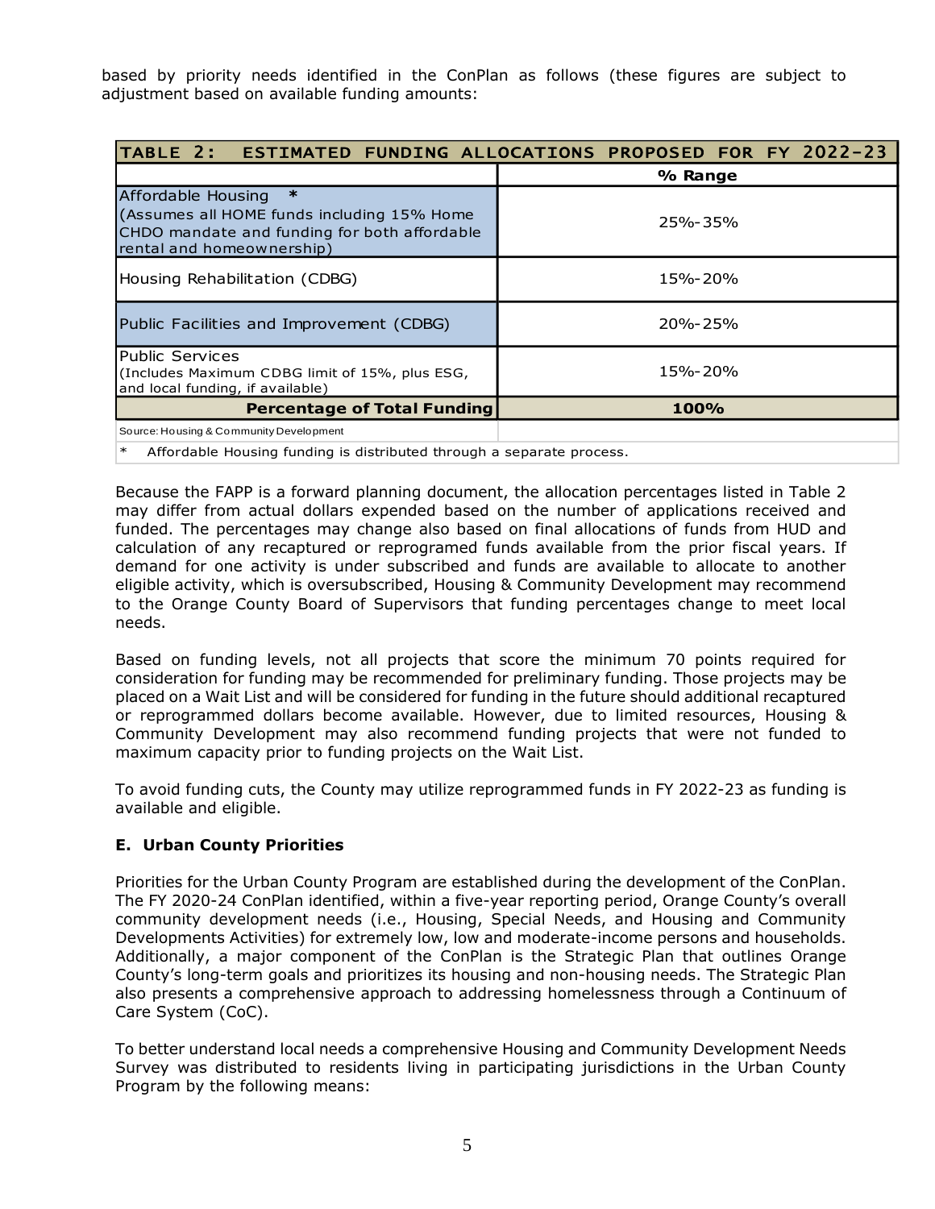based by priority needs identified in the ConPlan as follows (these figures are subject to adjustment based on available funding amounts:

| TABLE 2: ESTIMATED FUNDING ALLOCATIONS PROPOSED FOR FY 2022-23 | |
|---|---|
| | **% Range** |
| Affordable Housing * (Assumes all HOME funds including 15% Home CHDO mandate and funding for both affordable rental and homeownership) | 25%-35% |
| Housing Rehabilitation (CDBG) | 15%-20% |
| Public Facilities and Improvement (CDBG) | 20%-25% |
| Public Services (Includes Maximum CDBG limit of 15%, plus ESG, and local funding, if available) | 15%-20% |
| **Percentage of Total Funding** | **100%** |
| Source: Housing & Community Development | |
| * Affordable Housing funding is distributed through a separate process. | |

Because the FAPP is a forward planning document, the allocation percentages listed in Table 2 may differ from actual dollars expended based on the number of applications received and funded. The percentages may change also based on final allocations of funds from HUD and calculation of any recaptured or reprogramed funds available from the prior fiscal years. If demand for one activity is under subscribed and funds are available to allocate to another eligible activity, which is oversubscribed, Housing & Community Development may recommend to the Orange County Board of Supervisors that funding percentages change to meet local needs.

Based on funding levels, not all projects that score the minimum 70 points required for consideration for funding may be recommended for preliminary funding. Those projects may be placed on a Wait List and will be considered for funding in the future should additional recaptured or reprogrammed dollars become available. However, due to limited resources, Housing & Community Development may also recommend funding projects that were not funded to maximum capacity prior to funding projects on the Wait List.

To avoid funding cuts, the County may utilize reprogrammed funds in FY 2022-23 as funding is available and eligible.

## E. Urban County Priorities

Priorities for the Urban County Program are established during the development of the ConPlan. The FY 2020-24 ConPlan identified, within a five-year reporting period, Orange County's overall community development needs (i.e., Housing, Special Needs, and Housing and Community Developments Activities) for extremely low, low and moderate-income persons and households. Additionally, a major component of the ConPlan is the Strategic Plan that outlines Orange County's long-term goals and prioritizes its housing and non-housing needs. The Strategic Plan also presents a comprehensive approach to addressing homelessness through a Continuum of Care System (CoC).

To better understand local needs a comprehensive Housing and Community Development Needs Survey was distributed to residents living in participating jurisdictions in the Urban County Program by the following means: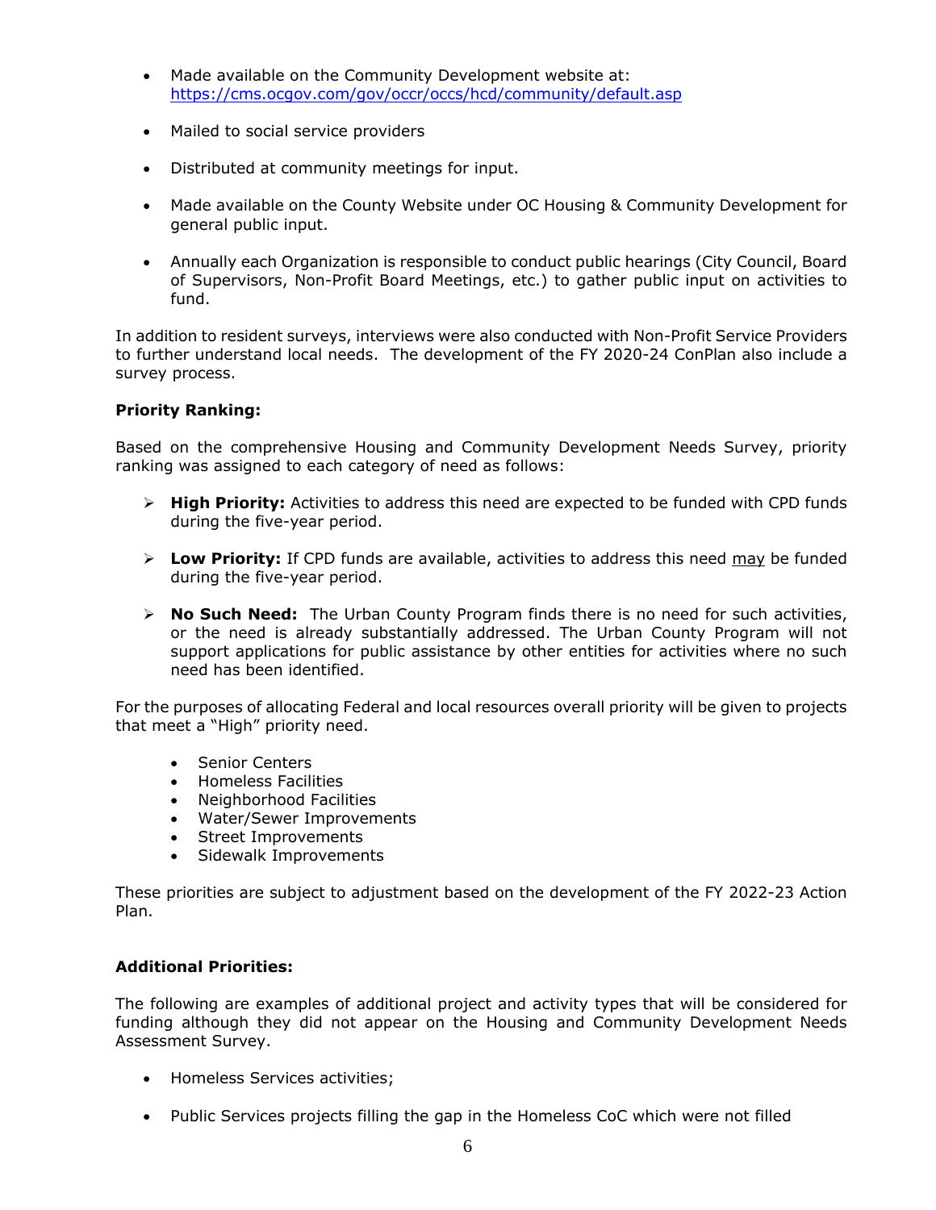- Made available on the Community Development website at: [https://cms.ocgov.com/gov/occr/occs/hcd/community/default.asp](https://cms.ocgov.com/gov/occr/occs/hcd/community/default.asp)

- Mailed to social service providers

- Distributed at community meetings for input.

- Made available on the County Website under OC Housing & Community Development for general public input.

- Annually each Organization is responsible to conduct public hearings (City Council, Board of Supervisors, Non-Profit Board Meetings, etc.) to gather public input on activities to fund.

In addition to resident surveys, interviews were also conducted with Non-Profit Service Providers to further understand local needs. The development of the FY 2020-24 ConPlan also include a survey process.

**Priority Ranking:**

Based on the comprehensive Housing and Community Development Needs Survey, priority ranking was assigned to each category of need as follows:

- **High Priority:** Activities to address this need are expected to be funded with CPD funds during the five-year period.

- **Low Priority:** If CPD funds are available, activities to address this need <u>may</u> be funded during the five-year period.

- **No Such Need:** The Urban County Program finds there is no need for such activities, or the need is already substantially addressed. The Urban County Program will not support applications for public assistance by other entities for activities where no such need has been identified.

For the purposes of allocating Federal and local resources overall priority will be given to projects that meet a "High" priority need.

- Senior Centers
- Homeless Facilities
- Neighborhood Facilities
- Water/Sewer Improvements
- Street Improvements
- Sidewalk Improvements

These priorities are subject to adjustment based on the development of the FY 2022-23 Action Plan.

**Additional Priorities:**

The following are examples of additional project and activity types that will be considered for funding although they did not appear on the Housing and Community Development Needs Assessment Survey.

- Homeless Services activities;

- Public Services projects filling the gap in the Homeless CoC which were not filled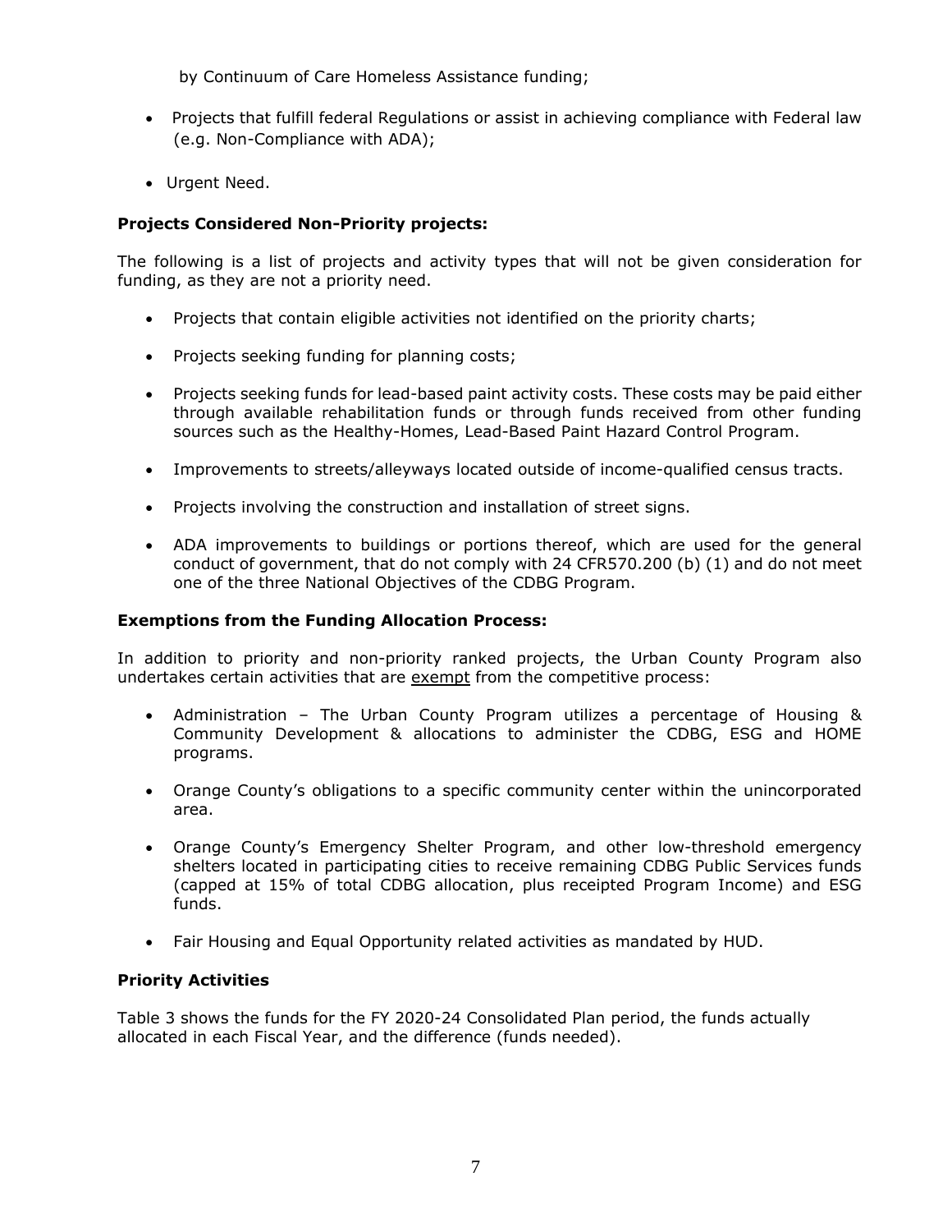by Continuum of Care Homeless Assistance funding;

- Projects that fulfill federal Regulations or assist in achieving compliance with Federal law (e.g. Non-Compliance with ADA);
- Urgent Need.

### Projects Considered Non-Priority projects:

The following is a list of projects and activity types that will not be given consideration for funding, as they are not a priority need.

- Projects that contain eligible activities not identified on the priority charts;
- Projects seeking funding for planning costs;
- Projects seeking funds for lead-based paint activity costs. These costs may be paid either through available rehabilitation funds or through funds received from other funding sources such as the Healthy-Homes, Lead-Based Paint Hazard Control Program.
- Improvements to streets/alleyways located outside of income-qualified census tracts.
- Projects involving the construction and installation of street signs.
- ADA improvements to buildings or portions thereof, which are used for the general conduct of government, that do not comply with 24 CFR570.200 (b) (1) and do not meet one of the three National Objectives of the CDBG Program.

### Exemptions from the Funding Allocation Process:

In addition to priority and non-priority ranked projects, the Urban County Program also undertakes certain activities that are exempt from the competitive process:

- Administration – The Urban County Program utilizes a percentage of Housing & Community Development & allocations to administer the CDBG, ESG and HOME programs.
- Orange County's obligations to a specific community center within the unincorporated area.
- Orange County's Emergency Shelter Program, and other low-threshold emergency shelters located in participating cities to receive remaining CDBG Public Services funds (capped at 15% of total CDBG allocation, plus receipted Program Income) and ESG funds.
- Fair Housing and Equal Opportunity related activities as mandated by HUD.

### Priority Activities

Table 3 shows the funds for the FY 2020-24 Consolidated Plan period, the funds actually allocated in each Fiscal Year, and the difference (funds needed).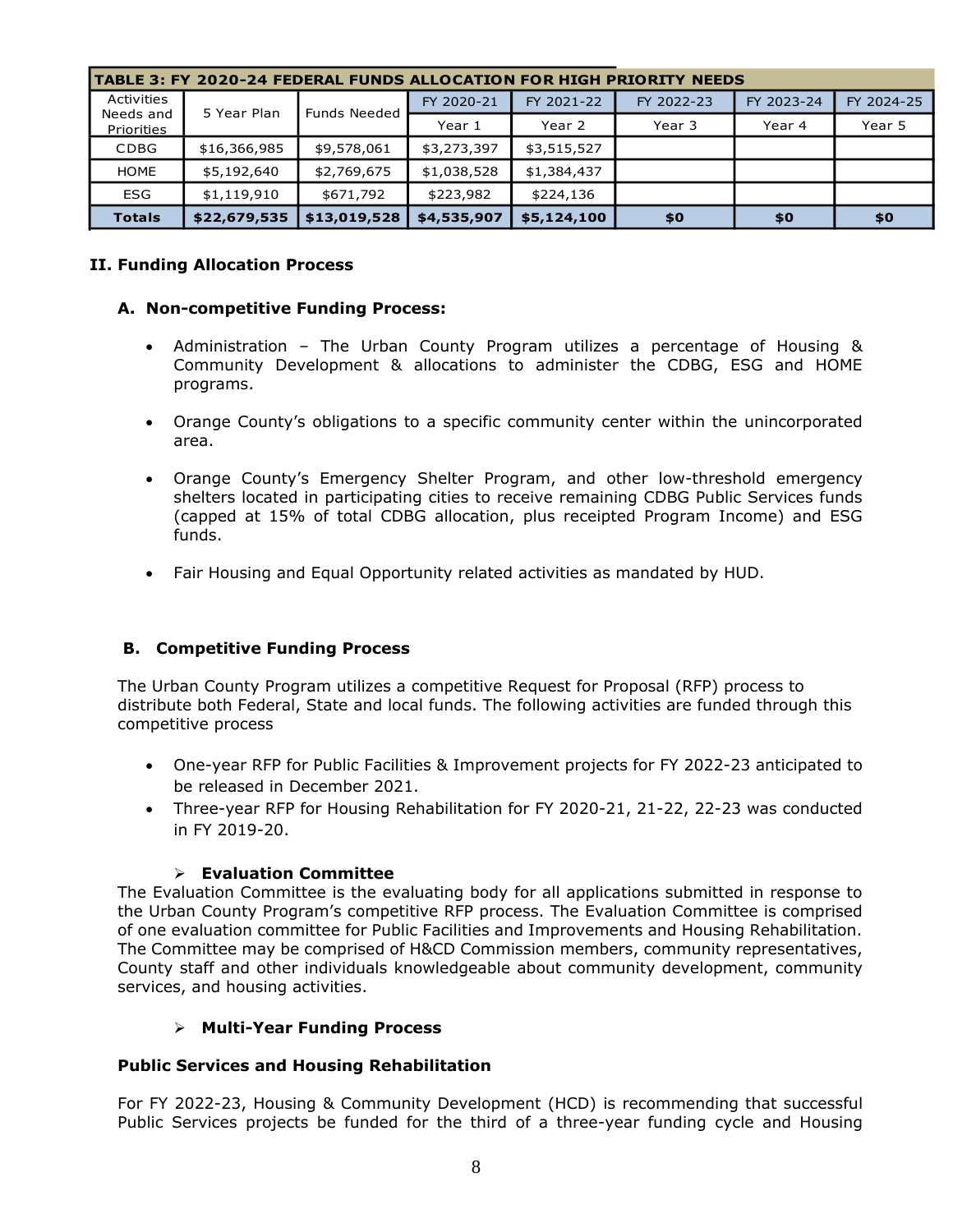| TABLE 3: FY 2020-24 FEDERAL FUNDS ALLOCATION FOR HIGH PRIORITY NEEDS | | | | | | | |
|---|---|---|---|---|---|---|---|
| Activities Needs and Priorities | 5 Year Plan | Funds Needed | FY 2020-21 | FY 2021-22 | FY 2022-23 | FY 2023-24 | FY 2024-25 |
| | | | Year 1 | Year 2 | Year 3 | Year 4 | Year 5 |
| CDBG | $16,366,985 | $9,578,061 | $3,273,397 | $3,515,527 | | | |
| HOME | $5,192,640 | $2,769,675 | $1,038,528 | $1,384,437 | | | |
| ESG | $1,119,910 | $671,792 | $223,982 | $224,136 | | | |
| **Totals** | **$22,679,535** | **$13,019,528** | **$4,535,907** | **$5,124,100** | **$0** | **$0** | **$0** |

## II. Funding Allocation Process

### A. Non-competitive Funding Process:

- Administration – The Urban County Program utilizes a percentage of Housing & Community Development & allocations to administer the CDBG, ESG and HOME programs.
- Orange County's obligations to a specific community center within the unincorporated area.
- Orange County's Emergency Shelter Program, and other low-threshold emergency shelters located in participating cities to receive remaining CDBG Public Services funds (capped at 15% of total CDBG allocation, plus receipted Program Income) and ESG funds.
- Fair Housing and Equal Opportunity related activities as mandated by HUD.

### B. Competitive Funding Process

The Urban County Program utilizes a competitive Request for Proposal (RFP) process to distribute both Federal, State and local funds. The following activities are funded through this competitive process

- One-year RFP for Public Facilities & Improvement projects for FY 2022-23 anticipated to be released in December 2021.
- Three-year RFP for Housing Rehabilitation for FY 2020-21, 21-22, 22-23 was conducted in FY 2019-20.

➢ **Evaluation Committee**

The Evaluation Committee is the evaluating body for all applications submitted in response to the Urban County Program's competitive RFP process. The Evaluation Committee is comprised of one evaluation committee for Public Facilities and Improvements and Housing Rehabilitation. The Committee may be comprised of H&CD Commission members, community representatives, County staff and other individuals knowledgeable about community development, community services, and housing activities.

➢ **Multi-Year Funding Process**

**Public Services and Housing Rehabilitation**

For FY 2022-23, Housing & Community Development (HCD) is recommending that successful Public Services projects be funded for the third of a three-year funding cycle and Housing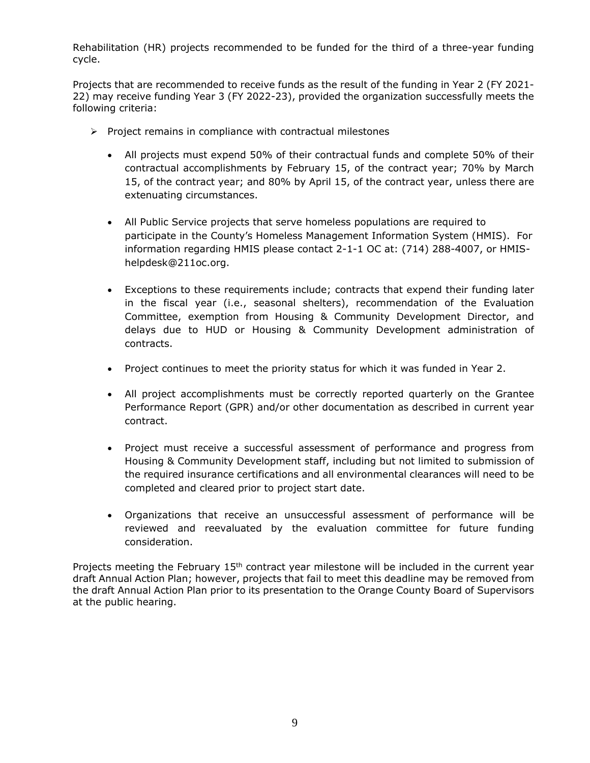Rehabilitation (HR) projects recommended to be funded for the third of a three-year funding cycle.

Projects that are recommended to receive funds as the result of the funding in Year 2 (FY 2021-22) may receive funding Year 3 (FY 2022-23), provided the organization successfully meets the following criteria:

- Project remains in compliance with contractual milestones
  - All projects must expend 50% of their contractual funds and complete 50% of their contractual accomplishments by February 15, of the contract year; 70% by March 15, of the contract year; and 80% by April 15, of the contract year, unless there are extenuating circumstances.
  - All Public Service projects that serve homeless populations are required to participate in the County's Homeless Management Information System (HMIS). For information regarding HMIS please contact 2-1-1 OC at: (714) 288-4007, or HMIS-helpdesk@211oc.org.
  - Exceptions to these requirements include; contracts that expend their funding later in the fiscal year (i.e., seasonal shelters), recommendation of the Evaluation Committee, exemption from Housing & Community Development Director, and delays due to HUD or Housing & Community Development administration of contracts.
  - Project continues to meet the priority status for which it was funded in Year 2.
  - All project accomplishments must be correctly reported quarterly on the Grantee Performance Report (GPR) and/or other documentation as described in current year contract.
  - Project must receive a successful assessment of performance and progress from Housing & Community Development staff, including but not limited to submission of the required insurance certifications and all environmental clearances will need to be completed and cleared prior to project start date.
  - Organizations that receive an unsuccessful assessment of performance will be reviewed and reevaluated by the evaluation committee for future funding consideration.

Projects meeting the February 15th contract year milestone will be included in the current year draft Annual Action Plan; however, projects that fail to meet this deadline may be removed from the draft Annual Action Plan prior to its presentation to the Orange County Board of Supervisors at the public hearing.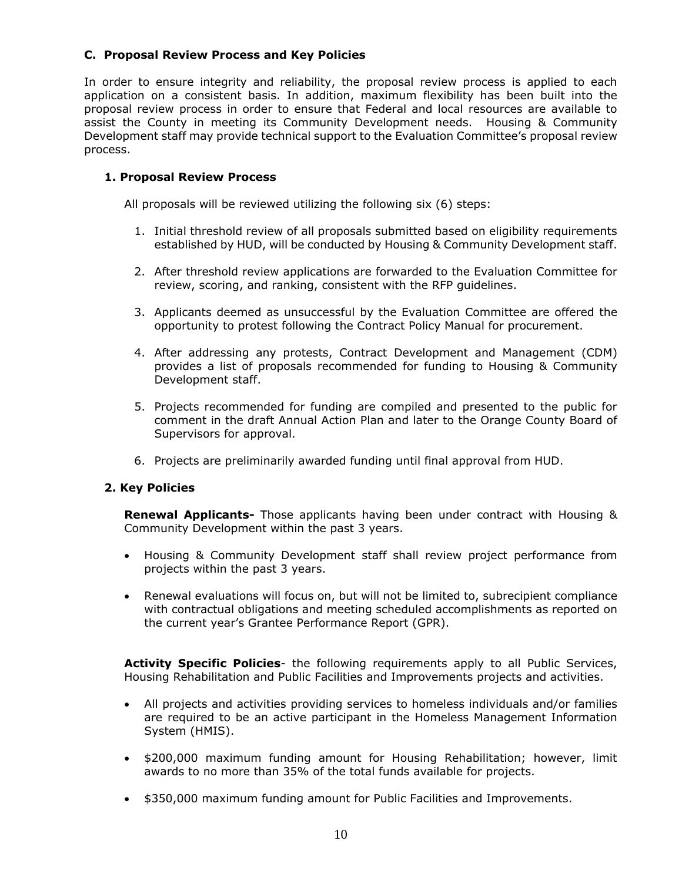### C. Proposal Review Process and Key Policies

In order to ensure integrity and reliability, the proposal review process is applied to each application on a consistent basis. In addition, maximum flexibility has been built into the proposal review process in order to ensure that Federal and local resources are available to assist the County in meeting its Community Development needs. Housing & Community Development staff may provide technical support to the Evaluation Committee's proposal review process.

#### 1. Proposal Review Process

All proposals will be reviewed utilizing the following six (6) steps:

1. Initial threshold review of all proposals submitted based on eligibility requirements established by HUD, will be conducted by Housing & Community Development staff.
2. After threshold review applications are forwarded to the Evaluation Committee for review, scoring, and ranking, consistent with the RFP guidelines.
3. Applicants deemed as unsuccessful by the Evaluation Committee are offered the opportunity to protest following the Contract Policy Manual for procurement.
4. After addressing any protests, Contract Development and Management (CDM) provides a list of proposals recommended for funding to Housing & Community Development staff.
5. Projects recommended for funding are compiled and presented to the public for comment in the draft Annual Action Plan and later to the Orange County Board of Supervisors for approval.
6. Projects are preliminarily awarded funding until final approval from HUD.

#### 2. Key Policies

**Renewal Applicants-** Those applicants having been under contract with Housing & Community Development within the past 3 years.

- Housing & Community Development staff shall review project performance from projects within the past 3 years.
- Renewal evaluations will focus on, but will not be limited to, subrecipient compliance with contractual obligations and meeting scheduled accomplishments as reported on the current year's Grantee Performance Report (GPR).

**Activity Specific Policies**- the following requirements apply to all Public Services, Housing Rehabilitation and Public Facilities and Improvements projects and activities.

- All projects and activities providing services to homeless individuals and/or families are required to be an active participant in the Homeless Management Information System (HMIS).
- $200,000 maximum funding amount for Housing Rehabilitation; however, limit awards to no more than 35% of the total funds available for projects.
- $350,000 maximum funding amount for Public Facilities and Improvements.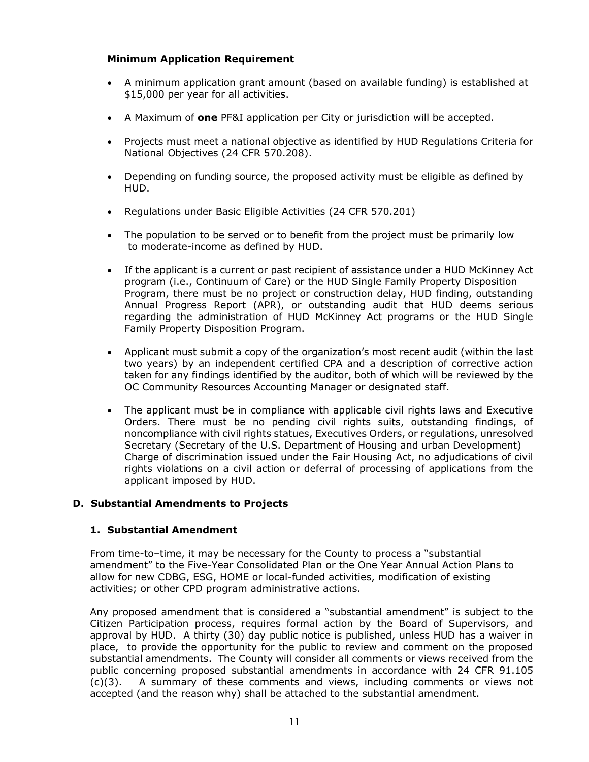### Minimum Application Requirement

- A minimum application grant amount (based on available funding) is established at $15,000 per year for all activities.
- A Maximum of **one** PF&I application per City or jurisdiction will be accepted.
- Projects must meet a national objective as identified by HUD Regulations Criteria for National Objectives (24 CFR 570.208).
- Depending on funding source, the proposed activity must be eligible as defined by HUD.
- Regulations under Basic Eligible Activities (24 CFR 570.201)
- The population to be served or to benefit from the project must be primarily low to moderate-income as defined by HUD.
- If the applicant is a current or past recipient of assistance under a HUD McKinney Act program (i.e., Continuum of Care) or the HUD Single Family Property Disposition Program, there must be no project or construction delay, HUD finding, outstanding Annual Progress Report (APR), or outstanding audit that HUD deems serious regarding the administration of HUD McKinney Act programs or the HUD Single Family Property Disposition Program.
- Applicant must submit a copy of the organization's most recent audit (within the last two years) by an independent certified CPA and a description of corrective action taken for any findings identified by the auditor, both of which will be reviewed by the OC Community Resources Accounting Manager or designated staff.
- The applicant must be in compliance with applicable civil rights laws and Executive Orders. There must be no pending civil rights suits, outstanding findings, of noncompliance with civil rights statues, Executives Orders, or regulations, unresolved Secretary (Secretary of the U.S. Department of Housing and urban Development) Charge of discrimination issued under the Fair Housing Act, no adjudications of civil rights violations on a civil action or deferral of processing of applications from the applicant imposed by HUD.

## D. Substantial Amendments to Projects

### 1. Substantial Amendment

From time-to–time, it may be necessary for the County to process a "substantial amendment" to the Five-Year Consolidated Plan or the One Year Annual Action Plans to allow for new CDBG, ESG, HOME or local-funded activities, modification of existing activities; or other CPD program administrative actions.

Any proposed amendment that is considered a "substantial amendment" is subject to the Citizen Participation process, requires formal action by the Board of Supervisors, and approval by HUD. A thirty (30) day public notice is published, unless HUD has a waiver in place, to provide the opportunity for the public to review and comment on the proposed substantial amendments. The County will consider all comments or views received from the public concerning proposed substantial amendments in accordance with 24 CFR 91.105 (c)(3). A summary of these comments and views, including comments or views not accepted (and the reason why) shall be attached to the substantial amendment.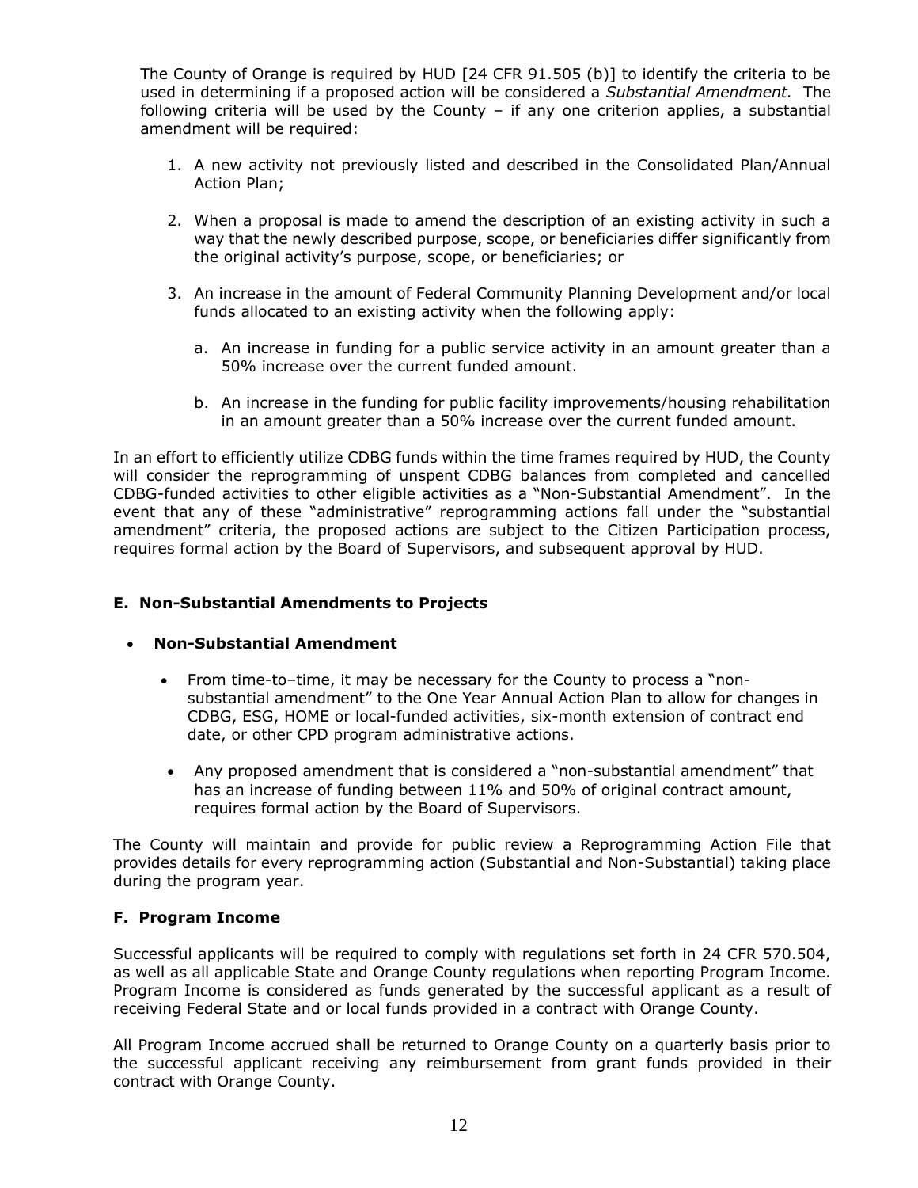The County of Orange is required by HUD [24 CFR 91.505 (b)] to identify the criteria to be used in determining if a proposed action will be considered a *Substantial Amendment.* The following criteria will be used by the County – if any one criterion applies, a substantial amendment will be required:

1. A new activity not previously listed and described in the Consolidated Plan/Annual Action Plan;

2. When a proposal is made to amend the description of an existing activity in such a way that the newly described purpose, scope, or beneficiaries differ significantly from the original activity's purpose, scope, or beneficiaries; or

3. An increase in the amount of Federal Community Planning Development and/or local funds allocated to an existing activity when the following apply:

   a. An increase in funding for a public service activity in an amount greater than a 50% increase over the current funded amount.

   b. An increase in the funding for public facility improvements/housing rehabilitation in an amount greater than a 50% increase over the current funded amount.

In an effort to efficiently utilize CDBG funds within the time frames required by HUD, the County will consider the reprogramming of unspent CDBG balances from completed and cancelled CDBG-funded activities to other eligible activities as a "Non-Substantial Amendment". In the event that any of these "administrative" reprogramming actions fall under the "substantial amendment" criteria, the proposed actions are subject to the Citizen Participation process, requires formal action by the Board of Supervisors, and subsequent approval by HUD.

## E. Non-Substantial Amendments to Projects

- **Non-Substantial Amendment**
  - From time-to–time, it may be necessary for the County to process a "non-substantial amendment" to the One Year Annual Action Plan to allow for changes in CDBG, ESG, HOME or local-funded activities, six-month extension of contract end date, or other CPD program administrative actions.
  - Any proposed amendment that is considered a "non-substantial amendment" that has an increase of funding between 11% and 50% of original contract amount, requires formal action by the Board of Supervisors.

The County will maintain and provide for public review a Reprogramming Action File that provides details for every reprogramming action (Substantial and Non-Substantial) taking place during the program year.

## F. Program Income

Successful applicants will be required to comply with regulations set forth in 24 CFR 570.504, as well as all applicable State and Orange County regulations when reporting Program Income. Program Income is considered as funds generated by the successful applicant as a result of receiving Federal State and or local funds provided in a contract with Orange County.

All Program Income accrued shall be returned to Orange County on a quarterly basis prior to the successful applicant receiving any reimbursement from grant funds provided in their contract with Orange County.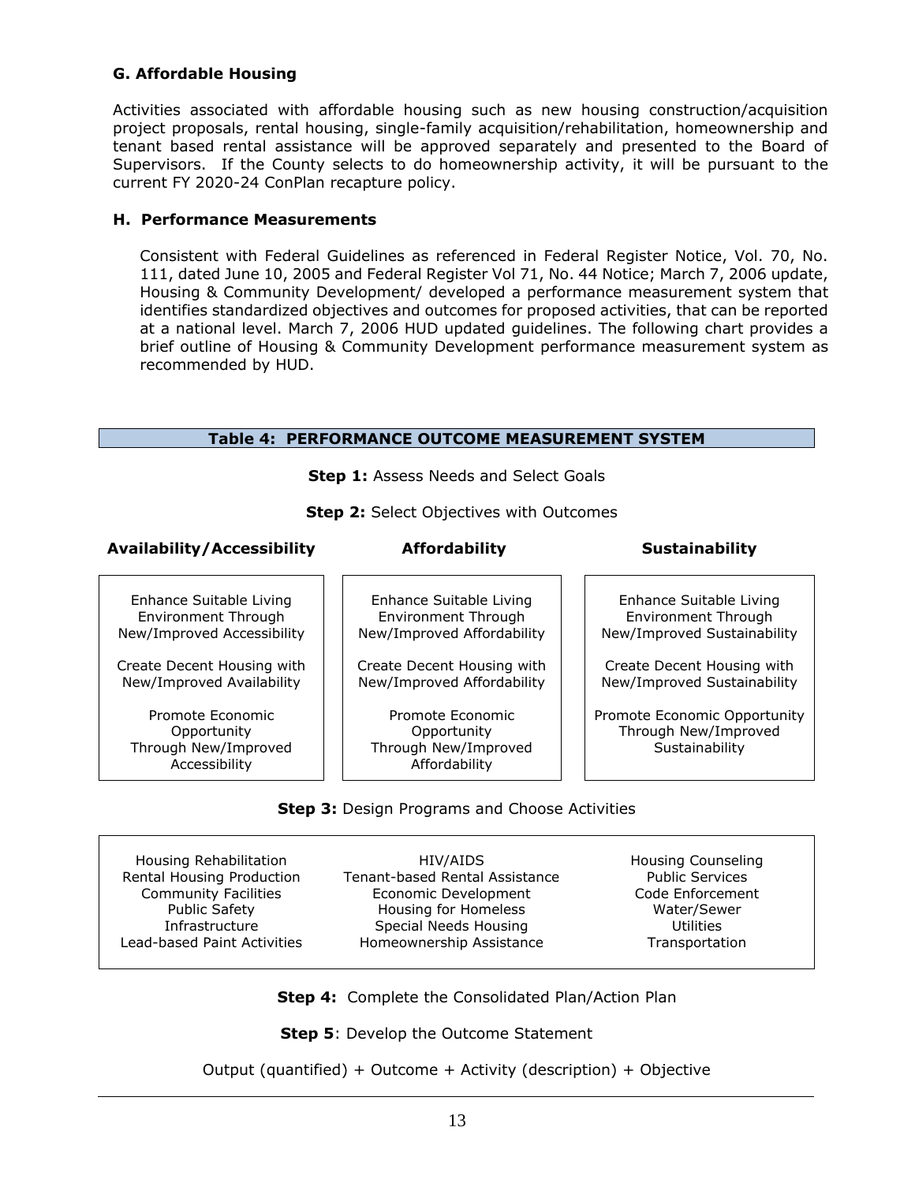### G. Affordable Housing

Activities associated with affordable housing such as new housing construction/acquisition project proposals, rental housing, single-family acquisition/rehabilitation, homeownership and tenant based rental assistance will be approved separately and presented to the Board of Supervisors. If the County selects to do homeownership activity, it will be pursuant to the current FY 2020-24 ConPlan recapture policy.

### H. Performance Measurements

Consistent with Federal Guidelines as referenced in Federal Register Notice, Vol. 70, No. 111, dated June 10, 2005 and Federal Register Vol 71, No. 44 Notice; March 7, 2006 update, Housing & Community Development/ developed a performance measurement system that identifies standardized objectives and outcomes for proposed activities, that can be reported at a national level. March 7, 2006 HUD updated guidelines. The following chart provides a brief outline of Housing & Community Development performance measurement system as recommended by HUD.

**Table 4: PERFORMANCE OUTCOME MEASUREMENT SYSTEM**

**Step 1:** Assess Needs and Select Goals

**Step 2:** Select Objectives with Outcomes

| Availability/Accessibility | Affordability | Sustainability |
|---|---|---|
| Enhance Suitable Living Environment Through New/Improved Accessibility | Enhance Suitable Living Environment Through New/Improved Affordability | Enhance Suitable Living Environment Through New/Improved Sustainability |
| Create Decent Housing with New/Improved Availability | Create Decent Housing with New/Improved Affordability | Create Decent Housing with New/Improved Sustainability |
| Promote Economic Opportunity Through New/Improved Accessibility | Promote Economic Opportunity Through New/Improved Affordability | Promote Economic Opportunity Through New/Improved Sustainability |

**Step 3:** Design Programs and Choose Activities

| | | |
|---|---|---|
| Housing Rehabilitation | HIV/AIDS | Housing Counseling |
| Rental Housing Production | Tenant-based Rental Assistance | Public Services |
| Community Facilities | Economic Development | Code Enforcement |
| Public Safety | Housing for Homeless | Water/Sewer |
| Infrastructure | Special Needs Housing | Utilities |
| Lead-based Paint Activities | Homeownership Assistance | Transportation |

**Step 4:** Complete the Consolidated Plan/Action Plan

**Step 5**: Develop the Outcome Statement

Output (quantified) + Outcome + Activity (description) + Objective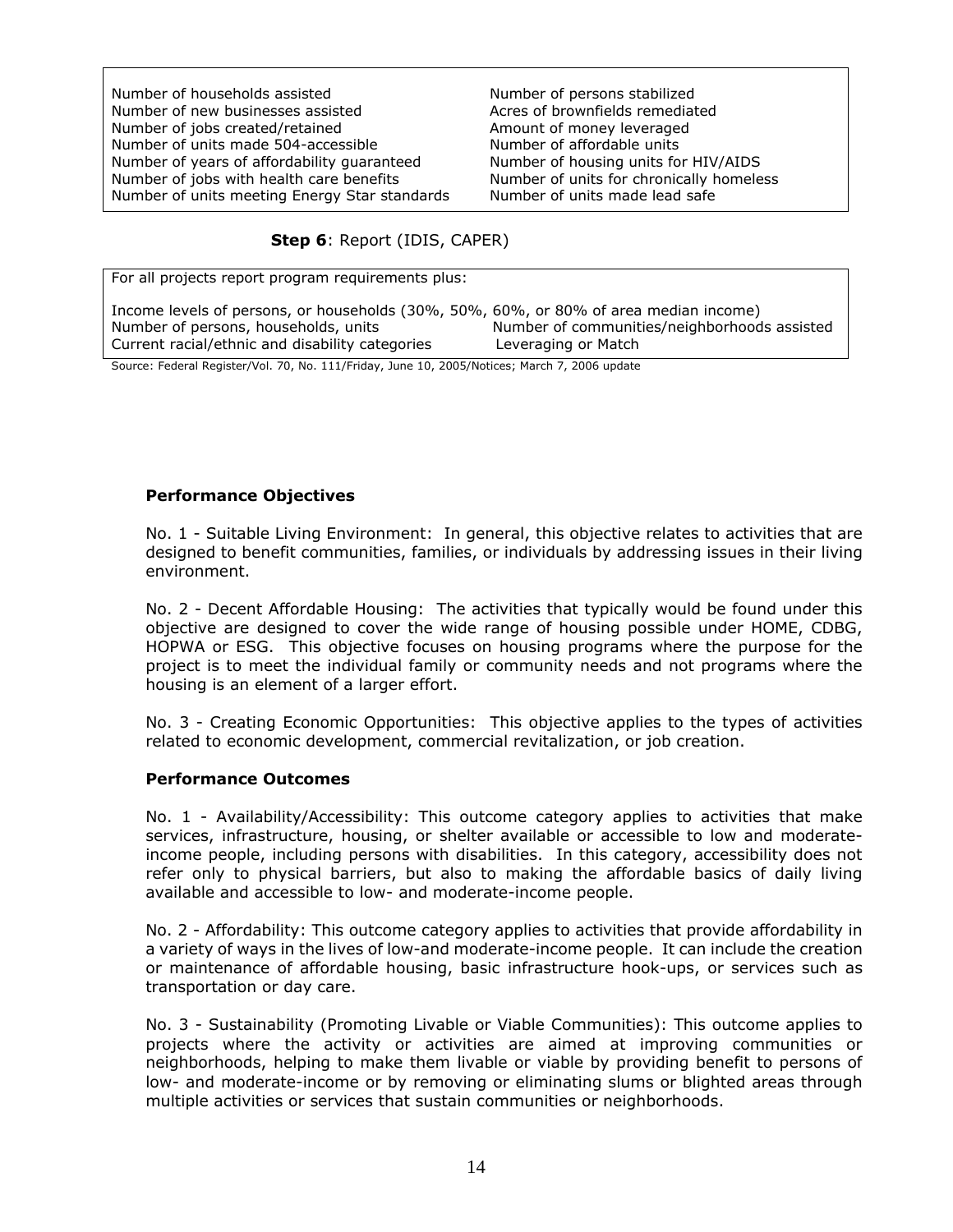| | |
|---|---|
| Number of households assisted | Number of persons stabilized |
| Number of new businesses assisted | Acres of brownfields remediated |
| Number of jobs created/retained | Amount of money leveraged |
| Number of units made 504-accessible | Number of affordable units |
| Number of years of affordability guaranteed | Number of housing units for HIV/AIDS |
| Number of jobs with health care benefits | Number of units for chronically homeless |
| Number of units meeting Energy Star standards | Number of units made lead safe |

**Step 6**: Report (IDIS, CAPER)

| For all projects report program requirements plus: | |
|---|---|
| Income levels of persons, or households (30%, 50%, 60%, or 80% of area median income) | |
| Number of persons, households, units | Number of communities/neighborhoods assisted |
| Current racial/ethnic and disability categories | Leveraging or Match |

Source: Federal Register/Vol. 70, No. 111/Friday, June 10, 2005/Notices; March 7, 2006 update

**Performance Objectives**

No. 1 - Suitable Living Environment: In general, this objective relates to activities that are designed to benefit communities, families, or individuals by addressing issues in their living environment.

No. 2 - Decent Affordable Housing: The activities that typically would be found under this objective are designed to cover the wide range of housing possible under HOME, CDBG, HOPWA or ESG. This objective focuses on housing programs where the purpose for the project is to meet the individual family or community needs and not programs where the housing is an element of a larger effort.

No. 3 - Creating Economic Opportunities: This objective applies to the types of activities related to economic development, commercial revitalization, or job creation.

**Performance Outcomes**

No. 1 - Availability/Accessibility: This outcome category applies to activities that make services, infrastructure, housing, or shelter available or accessible to low and moderate-income people, including persons with disabilities. In this category, accessibility does not refer only to physical barriers, but also to making the affordable basics of daily living available and accessible to low- and moderate-income people.

No. 2 - Affordability: This outcome category applies to activities that provide affordability in a variety of ways in the lives of low-and moderate-income people. It can include the creation or maintenance of affordable housing, basic infrastructure hook-ups, or services such as transportation or day care.

No. 3 - Sustainability (Promoting Livable or Viable Communities): This outcome applies to projects where the activity or activities are aimed at improving communities or neighborhoods, helping to make them livable or viable by providing benefit to persons of low- and moderate-income or by removing or eliminating slums or blighted areas through multiple activities or services that sustain communities or neighborhoods.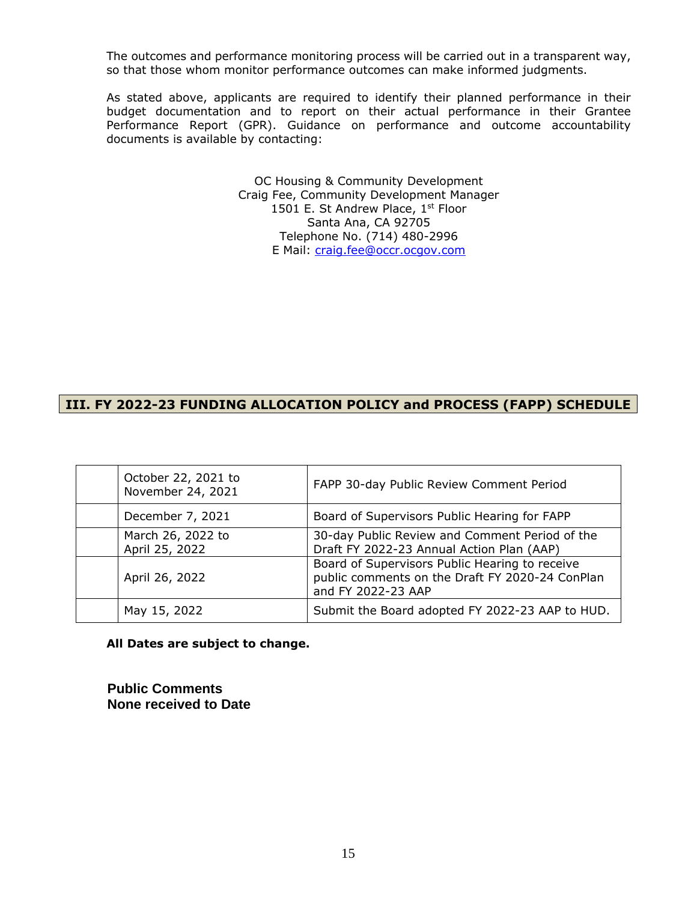The outcomes and performance monitoring process will be carried out in a transparent way, so that those whom monitor performance outcomes can make informed judgments.

As stated above, applicants are required to identify their planned performance in their budget documentation and to report on their actual performance in their Grantee Performance Report (GPR). Guidance on performance and outcome accountability documents is available by contacting:

OC Housing & Community Development
Craig Fee, Community Development Manager
1501 E. St Andrew Place, 1st Floor
Santa Ana, CA 92705
Telephone No. (714) 480-2996
E Mail: craig.fee@occr.ocgov.com

## III. FY 2022-23 FUNDING ALLOCATION POLICY and PROCESS (FAPP) SCHEDULE

| | | |
|---|---|---|
| | October 22, 2021 to November 24, 2021 | FAPP 30-day Public Review Comment Period |
| | December 7, 2021 | Board of Supervisors Public Hearing for FAPP |
| | March 26, 2022 to April 25, 2022 | 30-day Public Review and Comment Period of the Draft FY 2022-23 Annual Action Plan (AAP) |
| | April 26, 2022 | Board of Supervisors Public Hearing to receive public comments on the Draft FY 2020-24 ConPlan and FY 2022-23 AAP |
| | May 15, 2022 | Submit the Board adopted FY 2022-23 AAP to HUD. |

**All Dates are subject to change.**

**Public Comments**
**None received to Date**